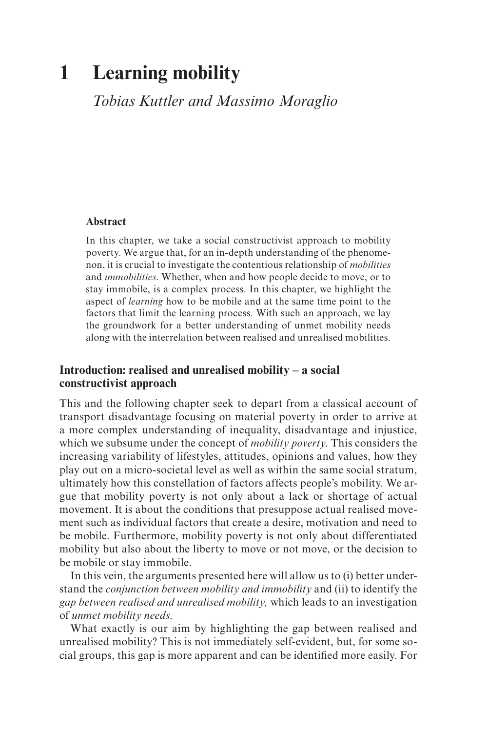# 1 Learning mobility

*Tobias Kuttler and Massimo Moraglio*

**Abstract**

In this chapter, we take a social constructivist approach to mobility poverty. We argue that, for an in-depth understanding of the phenomenon, it is crucial to investigate the contentious relationship of *mobilities* and *immobilities*. Whether, when and how people decide to move, or to stay immobile, is a complex process. In this chapter, we highlight the aspect of *learning* how to be mobile and at the same time point to the factors that limit the learning process. With such an approach, we lay the groundwork for a better understanding of unmet mobility needs along with the interrelation between realised and unrealised mobilities.

## Introduction: realised and unrealised mobility – a social constructivist approach

This and the following chapter seek to depart from a classical account of transport disadvantage focusing on material poverty in order to arrive at a more complex understanding of inequality, disadvantage and injustice, which we subsume under the concept of *mobility poverty*. This considers the increasing variability of lifestyles, attitudes, opinions and values, how they play out on a micro-societal level as well as within the same social stratum, ultimately how this constellation of factors affects people's mobility. We argue that mobility poverty is not only about a lack or shortage of actual movement. It is about the conditions that presuppose actual realised movement such as individual factors that create a desire, motivation and need to be mobile. Furthermore, mobility poverty is not only about differentiated mobility but also about the liberty to move or not move, or the decision to be mobile or stay immobile.

In this vein, the arguments presented here will allow us to (i) better understand the *conjunction between mobility and immobility* and (ii) to identify the *gap between realised and unrealised mobility,* which leads to an investigation of *unmet mobility needs*.

What exactly is our aim by highlighting the gap between realised and unrealised mobility? This is not immediately self-evident, but, for some social groups, this gap is more apparent and can be identified more easily. For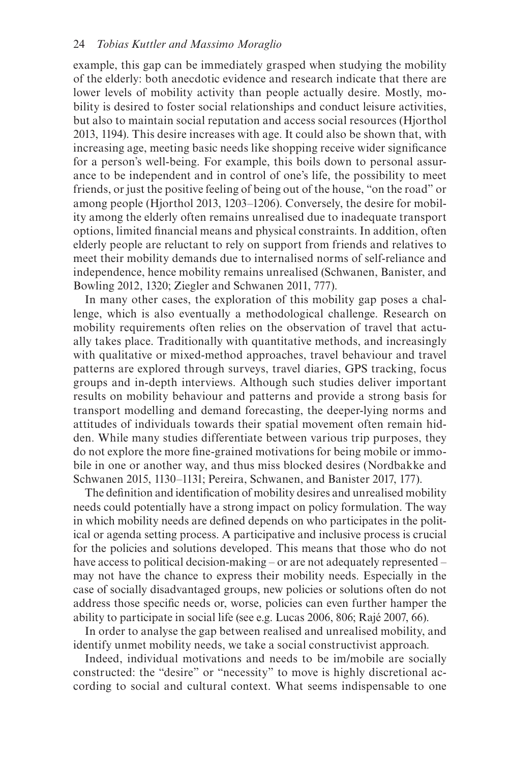example, this gap can be immediately grasped when studying the mobility of the elderly: both anecdotic evidence and research indicate that there are lower levels of mobility activity than people actually desire. Mostly, mobility is desired to foster social relationships and conduct leisure activities, but also to maintain social reputation and access social resources (Hjorthol 2013, 1194). This desire increases with age. It could also be shown that, with increasing age, meeting basic needs like shopping receive wider significance for a person's well-being. For example, this boils down to personal assurance to be independent and in control of one's life, the possibility to meet friends, or just the positive feeling of being out of the house, "on the road" or among people (Hjorthol 2013, 1203–1206). Conversely, the desire for mobility among the elderly often remains unrealised due to inadequate transport options, limited financial means and physical constraints. In addition, often elderly people are reluctant to rely on support from friends and relatives to meet their mobility demands due to internalised norms of self-reliance and independence, hence mobility remains unrealised (Schwanen, Banister, and Bowling 2012, 1320; Ziegler and Schwanen 2011, 777).

In many other cases, the exploration of this mobility gap poses a challenge, which is also eventually a methodological challenge. Research on mobility requirements often relies on the observation of travel that actually takes place. Traditionally with quantitative methods, and increasingly with qualitative or mixed-method approaches, travel behaviour and travel patterns are explored through surveys, travel diaries, GPS tracking, focus groups and in-depth interviews. Although such studies deliver important results on mobility behaviour and patterns and provide a strong basis for transport modelling and demand forecasting, the deeper-lying norms and attitudes of individuals towards their spatial movement often remain hidden. While many studies differentiate between various trip purposes, they do not explore the more fine-grained motivations for being mobile or immobile in one or another way, and thus miss blocked desires (Nordbakke and Schwanen 2015, 1130–1131; Pereira, Schwanen, and Banister 2017, 177).

The definition and identification of mobility desires and unrealised mobility needs could potentially have a strong impact on policy formulation. The way in which mobility needs are defined depends on who participates in the political or agenda setting process. A participative and inclusive process is crucial for the policies and solutions developed. This means that those who do not have access to political decision-making – or are not adequately represented – may not have the chance to express their mobility needs. Especially in the case of socially disadvantaged groups, new policies or solutions often do not address those specific needs or, worse, policies can even further hamper the ability to participate in social life (see e.g. Lucas 2006, 806; Rajé 2007, 66).

In order to analyse the gap between realised and unrealised mobility, and identify unmet mobility needs, we take a social constructivist approach.

Indeed, individual motivations and needs to be im/mobile are socially constructed: the "desire" or "necessity" to move is highly discretional according to social and cultural context. What seems indispensable to one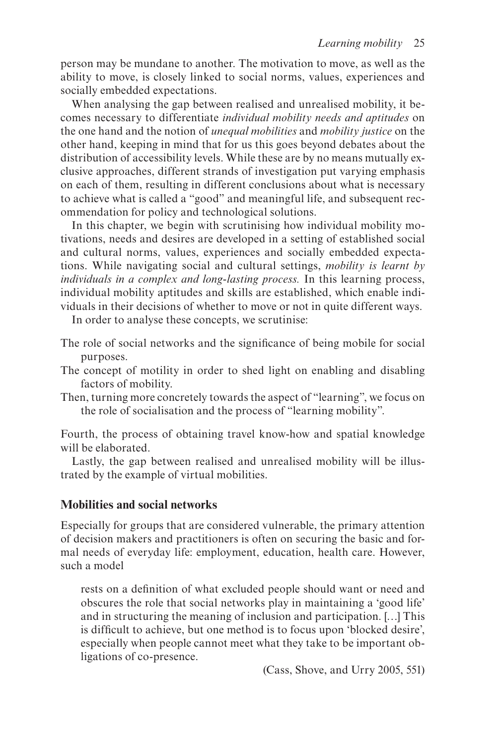person may be mundane to another. The motivation to move, as well as the ability to move, is closely linked to social norms, values, experiences and socially embedded expectations.

When analysing the gap between realised and unrealised mobility, it becomes necessary to differentiate *individual mobility needs and aptitudes* on the one hand and the notion of *unequal mobilities* and *mobility justice* on the other hand, keeping in mind that for us this goes beyond debates about the distribution of accessibility levels. While these are by no means mutually exclusive approaches, different strands of investigation put varying emphasis on each of them, resulting in different conclusions about what is necessary to achieve what is called a "good" and meaningful life, and subsequent recommendation for policy and technological solutions.

In this chapter, we begin with scrutinising how individual mobility motivations, needs and desires are developed in a setting of established social and cultural norms, values, experiences and socially embedded expectations. While navigating social and cultural settings, *mobility is learnt by individuals in a complex and long-lasting process.* In this learning process, individual mobility aptitudes and skills are established, which enable individuals in their decisions of whether to move or not in quite different ways.

In order to analyse these concepts, we scrutinise:

The role of social networks and the significance of being mobile for social purposes.

The concept of motility in order to shed light on enabling and disabling factors of mobility.

Then, turning more concretely towards the aspect of "learning", we focus on the role of socialisation and the process of "learning mobility".

Fourth, the process of obtaining travel know-how and spatial knowledge will be elaborated.

Lastly, the gap between realised and unrealised mobility will be illustrated by the example of virtual mobilities.

## Mobilities and social networks

Especially for groups that are considered vulnerable, the primary attention of decision makers and practitioners is often on securing the basic and formal needs of everyday life: employment, education, health care. However, such a model

> rests on a definition of what excluded people should want or need and obscures the role that social networks play in maintaining a 'good life' and in structuring the meaning of inclusion and participation. […] This is difficult to achieve, but one method is to focus upon 'blocked desire', especially when people cannot meet what they take to be important obligations of co-presence.
>
> (Cass, Shove, and Urry 2005, 551)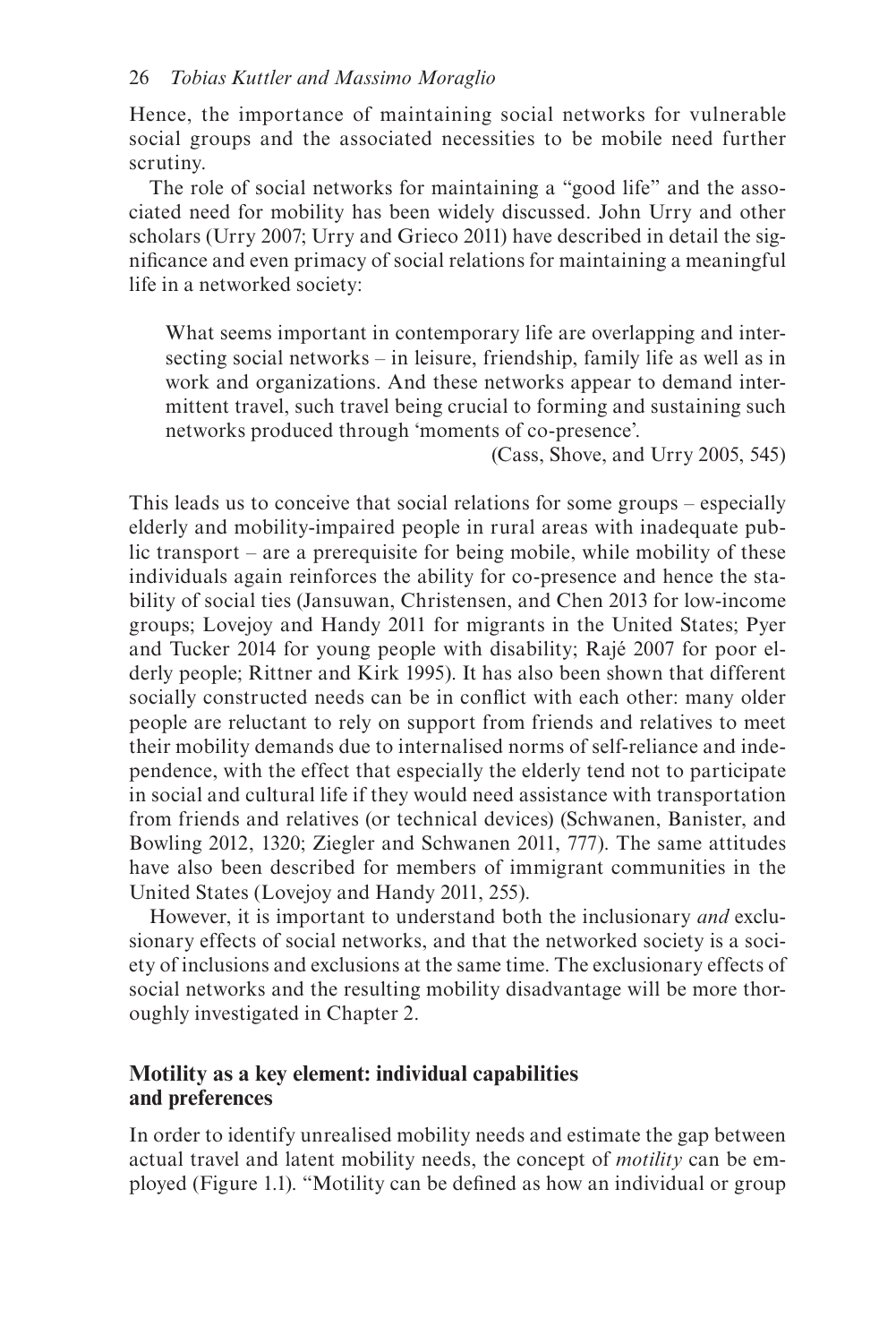Hence, the importance of maintaining social networks for vulnerable social groups and the associated necessities to be mobile need further scrutiny.

The role of social networks for maintaining a "good life" and the associated need for mobility has been widely discussed. John Urry and other scholars (Urry 2007; Urry and Grieco 2011) have described in detail the significance and even primacy of social relations for maintaining a meaningful life in a networked society:

> What seems important in contemporary life are overlapping and intersecting social networks – in leisure, friendship, family life as well as in work and organizations. And these networks appear to demand intermittent travel, such travel being crucial to forming and sustaining such networks produced through 'moments of co-presence'.
>
> (Cass, Shove, and Urry 2005, 545)

This leads us to conceive that social relations for some groups – especially elderly and mobility-impaired people in rural areas with inadequate public transport – are a prerequisite for being mobile, while mobility of these individuals again reinforces the ability for co-presence and hence the stability of social ties (Jansuwan, Christensen, and Chen 2013 for low-income groups; Lovejoy and Handy 2011 for migrants in the United States; Pyer and Tucker 2014 for young people with disability; Rajé 2007 for poor elderly people; Rittner and Kirk 1995). It has also been shown that different socially constructed needs can be in conflict with each other: many older people are reluctant to rely on support from friends and relatives to meet their mobility demands due to internalised norms of self-reliance and independence, with the effect that especially the elderly tend not to participate in social and cultural life if they would need assistance with transportation from friends and relatives (or technical devices) (Schwanen, Banister, and Bowling 2012, 1320; Ziegler and Schwanen 2011, 777). The same attitudes have also been described for members of immigrant communities in the United States (Lovejoy and Handy 2011, 255).

However, it is important to understand both the inclusionary *and* exclusionary effects of social networks, and that the networked society is a society of inclusions and exclusions at the same time. The exclusionary effects of social networks and the resulting mobility disadvantage will be more thoroughly investigated in Chapter 2.

## Motility as a key element: individual capabilities and preferences

In order to identify unrealised mobility needs and estimate the gap between actual travel and latent mobility needs, the concept of *motility* can be employed (Figure 1.1). "Motility can be defined as how an individual or group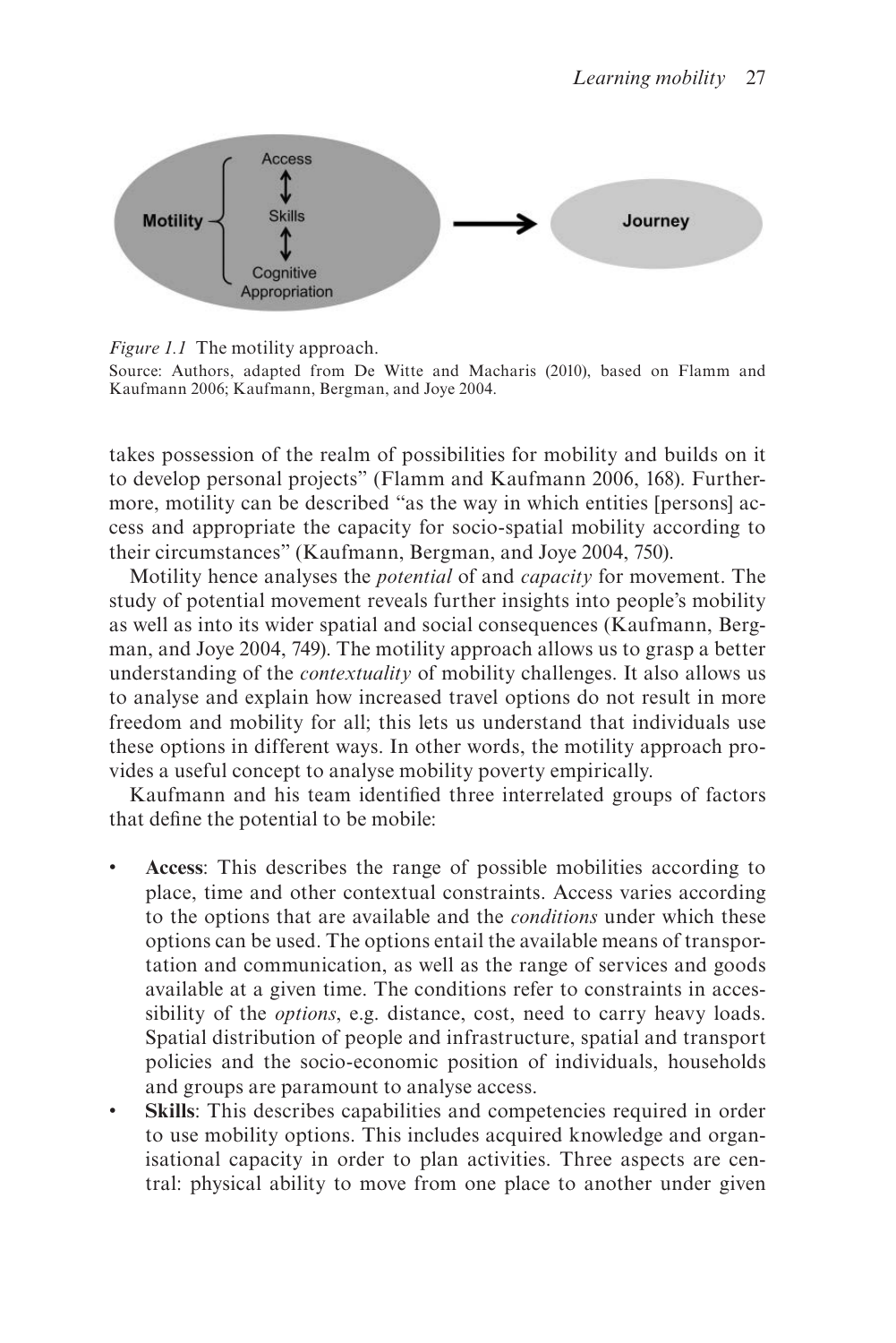*Figure 1.1* The motility approach.

Source: Authors, adapted from De Witte and Macharis (2010), based on Flamm and Kaufmann 2006; Kaufmann, Bergman, and Joye 2004.

takes possession of the realm of possibilities for mobility and builds on it to develop personal projects" (Flamm and Kaufmann 2006, 168). Furthermore, motility can be described "as the way in which entities [persons] access and appropriate the capacity for socio-spatial mobility according to their circumstances" (Kaufmann, Bergman, and Joye 2004, 750).

Motility hence analyses the *potential* of and *capacity* for movement. The study of potential movement reveals further insights into people's mobility as well as into its wider spatial and social consequences (Kaufmann, Bergman, and Joye 2004, 749). The motility approach allows us to grasp a better understanding of the *contextuality* of mobility challenges. It also allows us to analyse and explain how increased travel options do not result in more freedom and mobility for all; this lets us understand that individuals use these options in different ways. In other words, the motility approach provides a useful concept to analyse mobility poverty empirically.

Kaufmann and his team identified three interrelated groups of factors that define the potential to be mobile:

- **Access**: This describes the range of possible mobilities according to place, time and other contextual constraints. Access varies according to the options that are available and the *conditions* under which these options can be used. The options entail the available means of transportation and communication, as well as the range of services and goods available at a given time. The conditions refer to constraints in accessibility of the *options*, e.g. distance, cost, need to carry heavy loads. Spatial distribution of people and infrastructure, spatial and transport policies and the socio-economic position of individuals, households and groups are paramount to analyse access.
- **Skills**: This describes capabilities and competencies required in order to use mobility options. This includes acquired knowledge and organisational capacity in order to plan activities. Three aspects are central: physical ability to move from one place to another under given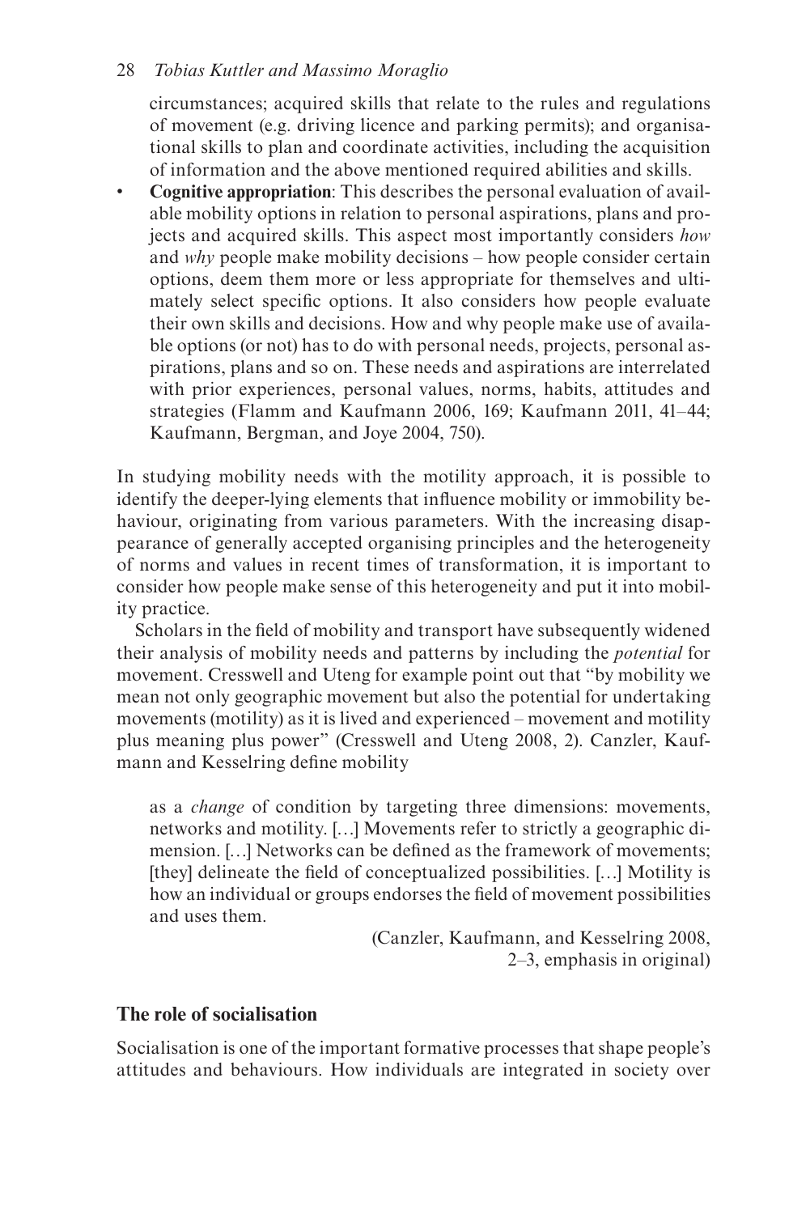circumstances; acquired skills that relate to the rules and regulations of movement (e.g. driving licence and parking permits); and organisational skills to plan and coordinate activities, including the acquisition of information and the above mentioned required abilities and skills.

- **Cognitive appropriation**: This describes the personal evaluation of available mobility options in relation to personal aspirations, plans and projects and acquired skills. This aspect most importantly considers *how* and *why* people make mobility decisions – how people consider certain options, deem them more or less appropriate for themselves and ultimately select specific options. It also considers how people evaluate their own skills and decisions. How and why people make use of available options (or not) has to do with personal needs, projects, personal aspirations, plans and so on. These needs and aspirations are interrelated with prior experiences, personal values, norms, habits, attitudes and strategies (Flamm and Kaufmann 2006, 169; Kaufmann 2011, 41–44; Kaufmann, Bergman, and Joye 2004, 750).

In studying mobility needs with the motility approach, it is possible to identify the deeper-lying elements that influence mobility or immobility behaviour, originating from various parameters. With the increasing disappearance of generally accepted organising principles and the heterogeneity of norms and values in recent times of transformation, it is important to consider how people make sense of this heterogeneity and put it into mobility practice.

Scholars in the field of mobility and transport have subsequently widened their analysis of mobility needs and patterns by including the *potential* for movement. Cresswell and Uteng for example point out that "by mobility we mean not only geographic movement but also the potential for undertaking movements (motility) as it is lived and experienced – movement and motility plus meaning plus power" (Cresswell and Uteng 2008, 2). Canzler, Kaufmann and Kesselring define mobility

> as a *change* of condition by targeting three dimensions: movements, networks and motility. […] Movements refer to strictly a geographic dimension. […] Networks can be defined as the framework of movements; [they] delineate the field of conceptualized possibilities. […] Motility is how an individual or groups endorses the field of movement possibilities and uses them.
>
> (Canzler, Kaufmann, and Kesselring 2008, 2–3, emphasis in original)

## The role of socialisation

Socialisation is one of the important formative processes that shape people's attitudes and behaviours. How individuals are integrated in society over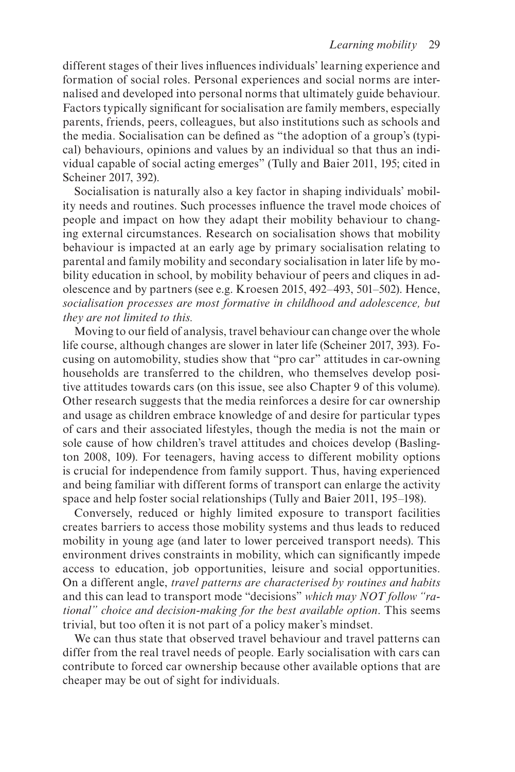different stages of their lives influences individuals' learning experience and formation of social roles. Personal experiences and social norms are internalised and developed into personal norms that ultimately guide behaviour. Factors typically significant for socialisation are family members, especially parents, friends, peers, colleagues, but also institutions such as schools and the media. Socialisation can be defined as "the adoption of a group's (typical) behaviours, opinions and values by an individual so that thus an individual capable of social acting emerges" (Tully and Baier 2011, 195; cited in Scheiner 2017, 392).

Socialisation is naturally also a key factor in shaping individuals' mobility needs and routines. Such processes influence the travel mode choices of people and impact on how they adapt their mobility behaviour to changing external circumstances. Research on socialisation shows that mobility behaviour is impacted at an early age by primary socialisation relating to parental and family mobility and secondary socialisation in later life by mobility education in school, by mobility behaviour of peers and cliques in adolescence and by partners (see e.g. Kroesen 2015, 492–493, 501–502). Hence, *socialisation processes are most formative in childhood and adolescence, but they are not limited to this.*

Moving to our field of analysis, travel behaviour can change over the whole life course, although changes are slower in later life (Scheiner 2017, 393). Focusing on automobility, studies show that "pro car" attitudes in car-owning households are transferred to the children, who themselves develop positive attitudes towards cars (on this issue, see also Chapter 9 of this volume). Other research suggests that the media reinforces a desire for car ownership and usage as children embrace knowledge of and desire for particular types of cars and their associated lifestyles, though the media is not the main or sole cause of how children's travel attitudes and choices develop (Baslington 2008, 109). For teenagers, having access to different mobility options is crucial for independence from family support. Thus, having experienced and being familiar with different forms of transport can enlarge the activity space and help foster social relationships (Tully and Baier 2011, 195–198).

Conversely, reduced or highly limited exposure to transport facilities creates barriers to access those mobility systems and thus leads to reduced mobility in young age (and later to lower perceived transport needs). This environment drives constraints in mobility, which can significantly impede access to education, job opportunities, leisure and social opportunities. On a different angle, *travel patterns are characterised by routines and habits* and this can lead to transport mode "decisions" *which may NOT follow "rational" choice and decision-making for the best available option*. This seems trivial, but too often it is not part of a policy maker's mindset.

We can thus state that observed travel behaviour and travel patterns can differ from the real travel needs of people. Early socialisation with cars can contribute to forced car ownership because other available options that are cheaper may be out of sight for individuals.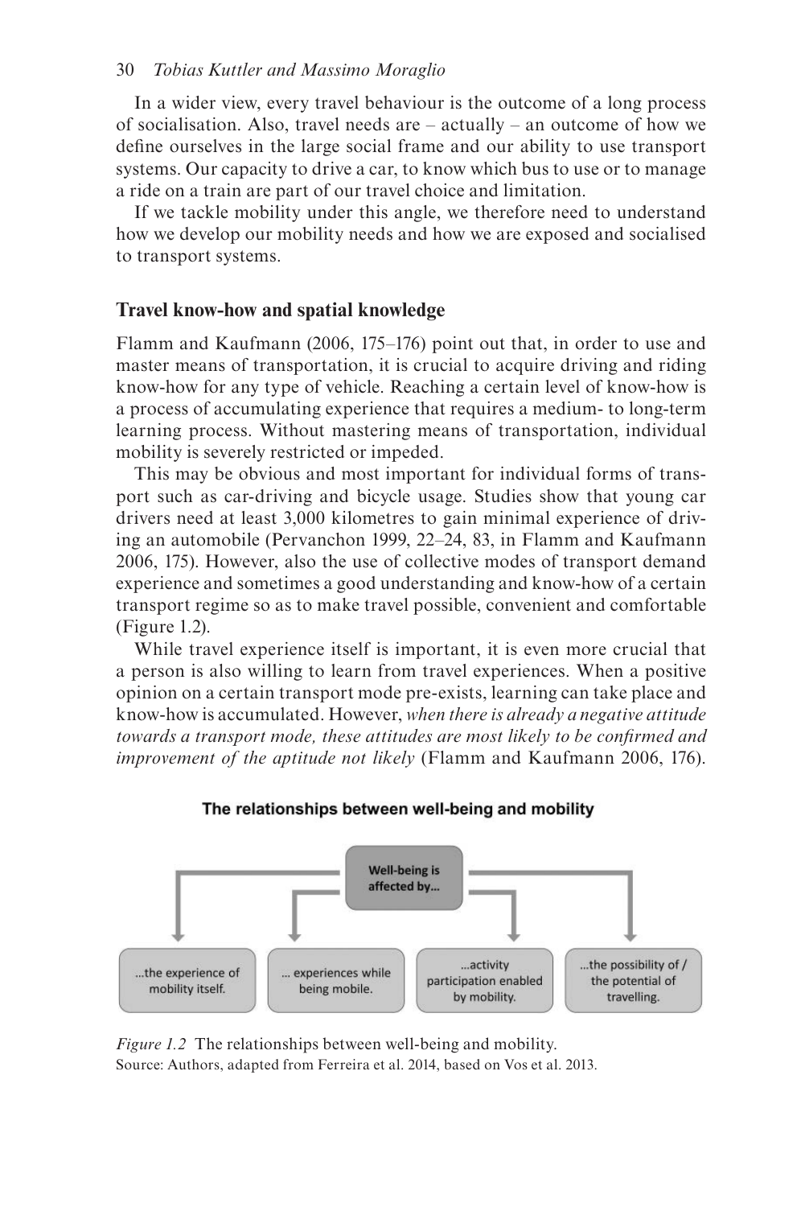In a wider view, every travel behaviour is the outcome of a long process of socialisation. Also, travel needs are – actually – an outcome of how we define ourselves in the large social frame and our ability to use transport systems. Our capacity to drive a car, to know which bus to use or to manage a ride on a train are part of our travel choice and limitation.

If we tackle mobility under this angle, we therefore need to understand how we develop our mobility needs and how we are exposed and socialised to transport systems.

## Travel know-how and spatial knowledge

Flamm and Kaufmann (2006, 175–176) point out that, in order to use and master means of transportation, it is crucial to acquire driving and riding know-how for any type of vehicle. Reaching a certain level of know-how is a process of accumulating experience that requires a medium- to long-term learning process. Without mastering means of transportation, individual mobility is severely restricted or impeded.

This may be obvious and most important for individual forms of transport such as car-driving and bicycle usage. Studies show that young car drivers need at least 3,000 kilometres to gain minimal experience of driving an automobile (Pervanchon 1999, 22–24, 83, in Flamm and Kaufmann 2006, 175). However, also the use of collective modes of transport demand experience and sometimes a good understanding and know-how of a certain transport regime so as to make travel possible, convenient and comfortable (Figure 1.2).

While travel experience itself is important, it is even more crucial that a person is also willing to learn from travel experiences. When a positive opinion on a certain transport mode pre-exists, learning can take place and know-how is accumulated. However, *when there is already a negative attitude towards a transport mode, these attitudes are most likely to be confirmed and improvement of the aptitude not likely* (Flamm and Kaufmann 2006, 176).

**The relationships between well-being and mobility**

Well-being is affected by…

- …the experience of mobility itself.
- … experiences while being mobile.
- …activity participation enabled by mobility.
- …the possibility of / the potential of travelling.

*Figure 1.2* The relationships between well-being and mobility.
Source: Authors, adapted from Ferreira et al. 2014, based on Vos et al. 2013.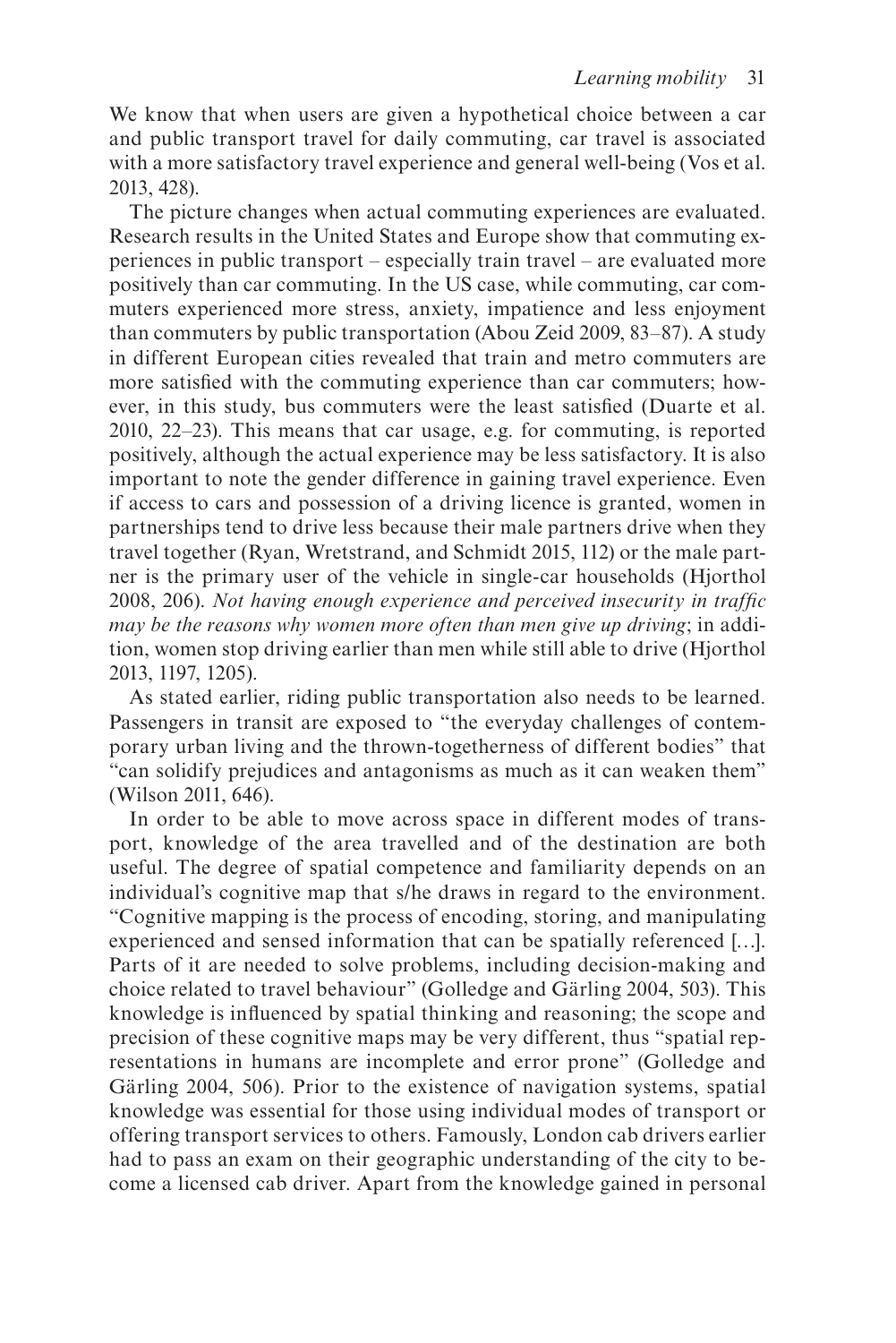We know that when users are given a hypothetical choice between a car and public transport travel for daily commuting, car travel is associated with a more satisfactory travel experience and general well-being (Vos et al. 2013, 428).

The picture changes when actual commuting experiences are evaluated. Research results in the United States and Europe show that commuting experiences in public transport – especially train travel – are evaluated more positively than car commuting. In the US case, while commuting, car commuters experienced more stress, anxiety, impatience and less enjoyment than commuters by public transportation (Abou Zeid 2009, 83–87). A study in different European cities revealed that train and metro commuters are more satisfied with the commuting experience than car commuters; however, in this study, bus commuters were the least satisfied (Duarte et al. 2010, 22–23). This means that car usage, e.g. for commuting, is reported positively, although the actual experience may be less satisfactory. It is also important to note the gender difference in gaining travel experience. Even if access to cars and possession of a driving licence is granted, women in partnerships tend to drive less because their male partners drive when they travel together (Ryan, Wretstrand, and Schmidt 2015, 112) or the male partner is the primary user of the vehicle in single-car households (Hjorthol 2008, 206). *Not having enough experience and perceived insecurity in traffic may be the reasons why women more often than men give up driving*; in addition, women stop driving earlier than men while still able to drive (Hjorthol 2013, 1197, 1205).

As stated earlier, riding public transportation also needs to be learned. Passengers in transit are exposed to "the everyday challenges of contemporary urban living and the thrown-togetherness of different bodies" that "can solidify prejudices and antagonisms as much as it can weaken them" (Wilson 2011, 646).

In order to be able to move across space in different modes of transport, knowledge of the area travelled and of the destination are both useful. The degree of spatial competence and familiarity depends on an individual's cognitive map that s/he draws in regard to the environment. "Cognitive mapping is the process of encoding, storing, and manipulating experienced and sensed information that can be spatially referenced […]. Parts of it are needed to solve problems, including decision-making and choice related to travel behaviour" (Golledge and Gärling 2004, 503). This knowledge is influenced by spatial thinking and reasoning; the scope and precision of these cognitive maps may be very different, thus "spatial representations in humans are incomplete and error prone" (Golledge and Gärling 2004, 506). Prior to the existence of navigation systems, spatial knowledge was essential for those using individual modes of transport or offering transport services to others. Famously, London cab drivers earlier had to pass an exam on their geographic understanding of the city to become a licensed cab driver. Apart from the knowledge gained in personal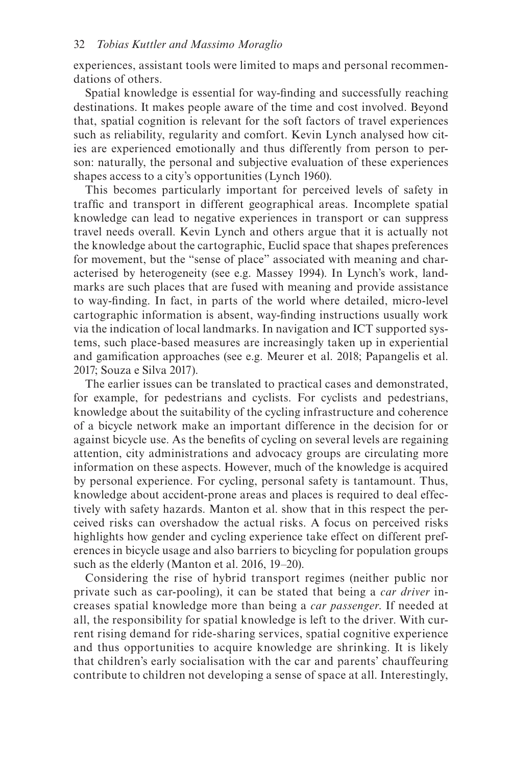experiences, assistant tools were limited to maps and personal recommendations of others.

Spatial knowledge is essential for way-finding and successfully reaching destinations. It makes people aware of the time and cost involved. Beyond that, spatial cognition is relevant for the soft factors of travel experiences such as reliability, regularity and comfort. Kevin Lynch analysed how cities are experienced emotionally and thus differently from person to person: naturally, the personal and subjective evaluation of these experiences shapes access to a city's opportunities (Lynch 1960).

This becomes particularly important for perceived levels of safety in traffic and transport in different geographical areas. Incomplete spatial knowledge can lead to negative experiences in transport or can suppress travel needs overall. Kevin Lynch and others argue that it is actually not the knowledge about the cartographic, Euclid space that shapes preferences for movement, but the "sense of place" associated with meaning and characterised by heterogeneity (see e.g. Massey 1994). In Lynch's work, landmarks are such places that are fused with meaning and provide assistance to way-finding. In fact, in parts of the world where detailed, micro-level cartographic information is absent, way-finding instructions usually work via the indication of local landmarks. In navigation and ICT supported systems, such place-based measures are increasingly taken up in experiential and gamification approaches (see e.g. Meurer et al. 2018; Papangelis et al. 2017; Souza e Silva 2017).

The earlier issues can be translated to practical cases and demonstrated, for example, for pedestrians and cyclists. For cyclists and pedestrians, knowledge about the suitability of the cycling infrastructure and coherence of a bicycle network make an important difference in the decision for or against bicycle use. As the benefits of cycling on several levels are regaining attention, city administrations and advocacy groups are circulating more information on these aspects. However, much of the knowledge is acquired by personal experience. For cycling, personal safety is tantamount. Thus, knowledge about accident-prone areas and places is required to deal effectively with safety hazards. Manton et al. show that in this respect the perceived risks can overshadow the actual risks. A focus on perceived risks highlights how gender and cycling experience take effect on different preferences in bicycle usage and also barriers to bicycling for population groups such as the elderly (Manton et al. 2016, 19–20).

Considering the rise of hybrid transport regimes (neither public nor private such as car-pooling), it can be stated that being a *car driver* increases spatial knowledge more than being a *car passenger*. If needed at all, the responsibility for spatial knowledge is left to the driver. With current rising demand for ride-sharing services, spatial cognitive experience and thus opportunities to acquire knowledge are shrinking. It is likely that children's early socialisation with the car and parents' chauffeuring contribute to children not developing a sense of space at all. Interestingly,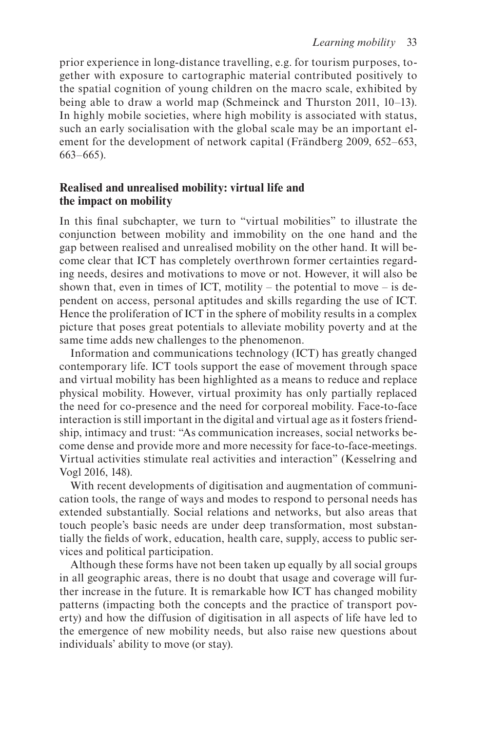prior experience in long-distance travelling, e.g. for tourism purposes, together with exposure to cartographic material contributed positively to the spatial cognition of young children on the macro scale, exhibited by being able to draw a world map (Schmeinck and Thurston 2011, 10–13). In highly mobile societies, where high mobility is associated with status, such an early socialisation with the global scale may be an important element for the development of network capital (Frändberg 2009, 652–653, 663–665).

## Realised and unrealised mobility: virtual life and the impact on mobility

In this final subchapter, we turn to "virtual mobilities" to illustrate the conjunction between mobility and immobility on the one hand and the gap between realised and unrealised mobility on the other hand. It will become clear that ICT has completely overthrown former certainties regarding needs, desires and motivations to move or not. However, it will also be shown that, even in times of ICT, motility – the potential to move – is dependent on access, personal aptitudes and skills regarding the use of ICT. Hence the proliferation of ICT in the sphere of mobility results in a complex picture that poses great potentials to alleviate mobility poverty and at the same time adds new challenges to the phenomenon.

Information and communications technology (ICT) has greatly changed contemporary life. ICT tools support the ease of movement through space and virtual mobility has been highlighted as a means to reduce and replace physical mobility. However, virtual proximity has only partially replaced the need for co-presence and the need for corporeal mobility. Face-to-face interaction is still important in the digital and virtual age as it fosters friendship, intimacy and trust: "As communication increases, social networks become dense and provide more and more necessity for face-to-face-meetings. Virtual activities stimulate real activities and interaction" (Kesselring and Vogl 2016, 148).

With recent developments of digitisation and augmentation of communication tools, the range of ways and modes to respond to personal needs has extended substantially. Social relations and networks, but also areas that touch people's basic needs are under deep transformation, most substantially the fields of work, education, health care, supply, access to public services and political participation.

Although these forms have not been taken up equally by all social groups in all geographic areas, there is no doubt that usage and coverage will further increase in the future. It is remarkable how ICT has changed mobility patterns (impacting both the concepts and the practice of transport poverty) and how the diffusion of digitisation in all aspects of life have led to the emergence of new mobility needs, but also raise new questions about individuals' ability to move (or stay).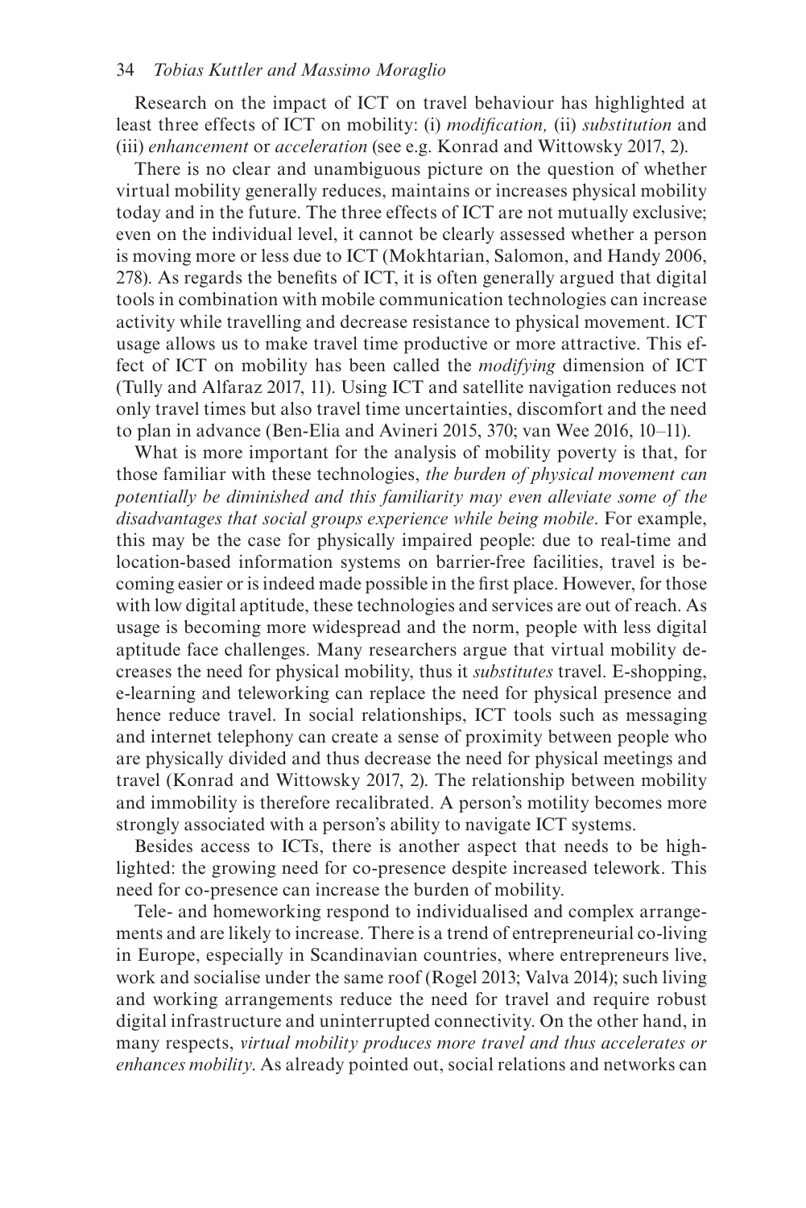Research on the impact of ICT on travel behaviour has highlighted at least three effects of ICT on mobility: (i) *modification,* (ii) *substitution* and (iii) *enhancement* or *acceleration* (see e.g. Konrad and Wittowsky 2017, 2).

There is no clear and unambiguous picture on the question of whether virtual mobility generally reduces, maintains or increases physical mobility today and in the future. The three effects of ICT are not mutually exclusive; even on the individual level, it cannot be clearly assessed whether a person is moving more or less due to ICT (Mokhtarian, Salomon, and Handy 2006, 278). As regards the benefits of ICT, it is often generally argued that digital tools in combination with mobile communication technologies can increase activity while travelling and decrease resistance to physical movement. ICT usage allows us to make travel time productive or more attractive. This effect of ICT on mobility has been called the *modifying* dimension of ICT (Tully and Alfaraz 2017, 11). Using ICT and satellite navigation reduces not only travel times but also travel time uncertainties, discomfort and the need to plan in advance (Ben-Elia and Avineri 2015, 370; van Wee 2016, 10–11).

What is more important for the analysis of mobility poverty is that, for those familiar with these technologies, *the burden of physical movement can potentially be diminished and this familiarity may even alleviate some of the disadvantages that social groups experience while being mobile*. For example, this may be the case for physically impaired people: due to real-time and location-based information systems on barrier-free facilities, travel is becoming easier or is indeed made possible in the first place. However, for those with low digital aptitude, these technologies and services are out of reach. As usage is becoming more widespread and the norm, people with less digital aptitude face challenges. Many researchers argue that virtual mobility decreases the need for physical mobility, thus it *substitutes* travel. E-shopping, e-learning and teleworking can replace the need for physical presence and hence reduce travel. In social relationships, ICT tools such as messaging and internet telephony can create a sense of proximity between people who are physically divided and thus decrease the need for physical meetings and travel (Konrad and Wittowsky 2017, 2). The relationship between mobility and immobility is therefore recalibrated. A person's motility becomes more strongly associated with a person's ability to navigate ICT systems.

Besides access to ICTs, there is another aspect that needs to be highlighted: the growing need for co-presence despite increased telework. This need for co-presence can increase the burden of mobility.

Tele- and homeworking respond to individualised and complex arrangements and are likely to increase. There is a trend of entrepreneurial co-living in Europe, especially in Scandinavian countries, where entrepreneurs live, work and socialise under the same roof (Rogel 2013; Valva 2014); such living and working arrangements reduce the need for travel and require robust digital infrastructure and uninterrupted connectivity. On the other hand, in many respects, *virtual mobility produces more travel and thus accelerates or enhances mobility*. As already pointed out, social relations and networks can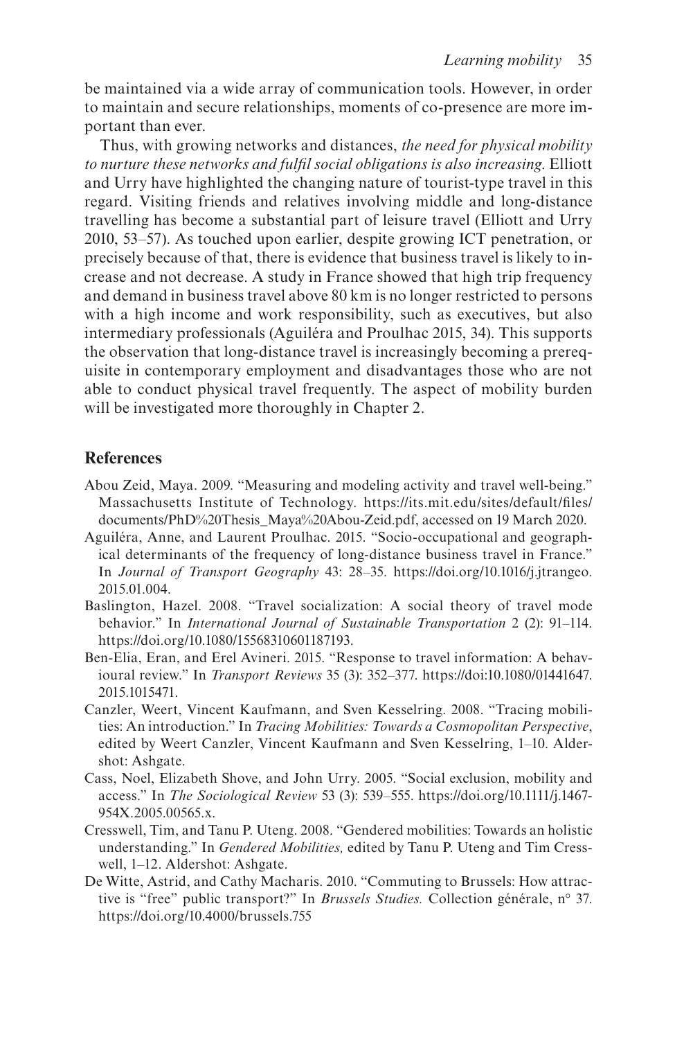be maintained via a wide array of communication tools. However, in order to maintain and secure relationships, moments of co-presence are more important than ever.

Thus, with growing networks and distances, *the need for physical mobility to nurture these networks and fulfil social obligations is also increasing*. Elliott and Urry have highlighted the changing nature of tourist-type travel in this regard. Visiting friends and relatives involving middle and long-distance travelling has become a substantial part of leisure travel (Elliott and Urry 2010, 53–57). As touched upon earlier, despite growing ICT penetration, or precisely because of that, there is evidence that business travel is likely to increase and not decrease. A study in France showed that high trip frequency and demand in business travel above 80 km is no longer restricted to persons with a high income and work responsibility, such as executives, but also intermediary professionals (Aguiléra and Proulhac 2015, 34). This supports the observation that long-distance travel is increasingly becoming a prerequisite in contemporary employment and disadvantages those who are not able to conduct physical travel frequently. The aspect of mobility burden will be investigated more thoroughly in Chapter 2.

## References

Abou Zeid, Maya. 2009. "Measuring and modeling activity and travel well-being." Massachusetts Institute of Technology. https://its.mit.edu/sites/default/files/documents/PhD%20Thesis_Maya%20Abou-Zeid.pdf, accessed on 19 March 2020.

Aguiléra, Anne, and Laurent Proulhac. 2015. "Socio-occupational and geographical determinants of the frequency of long-distance business travel in France." In *Journal of Transport Geography* 43: 28–35. https://doi.org/10.1016/j.jtrangeo.2015.01.004.

Baslington, Hazel. 2008. "Travel socialization: A social theory of travel mode behavior." In *International Journal of Sustainable Transportation* 2 (2): 91–114. https://doi.org/10.1080/15568310601187193.

Ben-Elia, Eran, and Erel Avineri. 2015. "Response to travel information: A behavioural review." In *Transport Reviews* 35 (3): 352–377. https://doi:10.1080/01441647.2015.1015471.

Canzler, Weert, Vincent Kaufmann, and Sven Kesselring. 2008. "Tracing mobilities: An introduction." In *Tracing Mobilities: Towards a Cosmopolitan Perspective*, edited by Weert Canzler, Vincent Kaufmann and Sven Kesselring, 1–10. Aldershot: Ashgate.

Cass, Noel, Elizabeth Shove, and John Urry. 2005. "Social exclusion, mobility and access." In *The Sociological Review* 53 (3): 539–555. https://doi.org/10.1111/j.1467-954X.2005.00565.x.

Cresswell, Tim, and Tanu P. Uteng. 2008. "Gendered mobilities: Towards an holistic understanding." In *Gendered Mobilities,* edited by Tanu P. Uteng and Tim Cresswell, 1–12. Aldershot: Ashgate.

De Witte, Astrid, and Cathy Macharis. 2010. "Commuting to Brussels: How attractive is "free" public transport?" In *Brussels Studies.* Collection générale, n° 37. https://doi.org/10.4000/brussels.755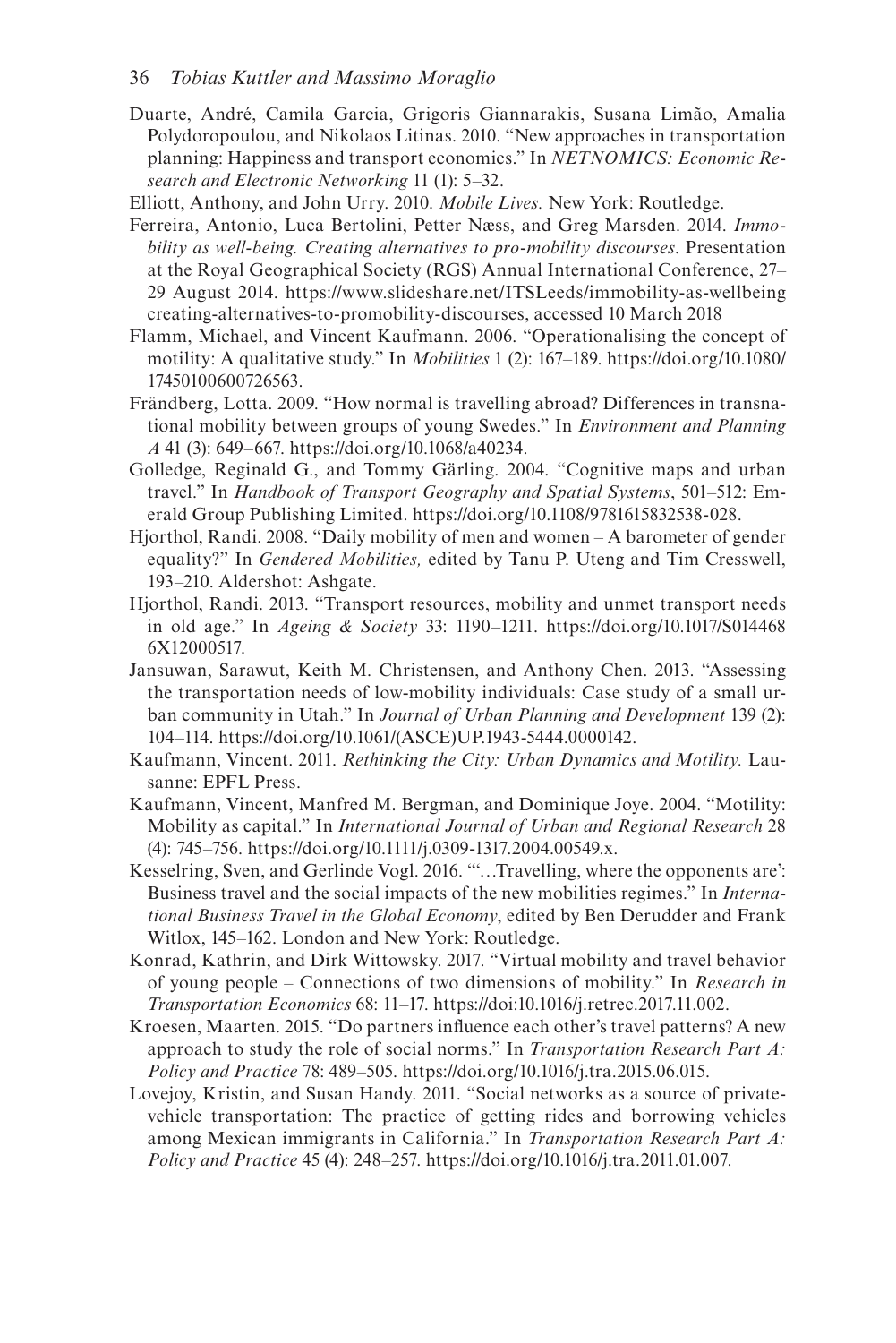Duarte, André, Camila Garcia, Grigoris Giannarakis, Susana Limão, Amalia Polydoropoulou, and Nikolaos Litinas. 2010. "New approaches in transportation planning: Happiness and transport economics." In *NETNOMICS: Economic Research and Electronic Networking* 11 (1): 5–32.

Elliott, Anthony, and John Urry. 2010. *Mobile Lives.* New York: Routledge.

Ferreira, Antonio, Luca Bertolini, Petter Næss, and Greg Marsden. 2014. *Immobility as well-being. Creating alternatives to pro-mobility discourses*. Presentation at the Royal Geographical Society (RGS) Annual International Conference, 27–29 August 2014. https://www.slideshare.net/ITSLeeds/immobility-as-wellbeing creating-alternatives-to-promobility-discourses, accessed 10 March 2018

Flamm, Michael, and Vincent Kaufmann. 2006. "Operationalising the concept of motility: A qualitative study." In *Mobilities* 1 (2): 167–189. https://doi.org/10.1080/17450100600726563.

Frändberg, Lotta. 2009. "How normal is travelling abroad? Differences in transnational mobility between groups of young Swedes." In *Environment and Planning A* 41 (3): 649–667. https://doi.org/10.1068/a40234.

Golledge, Reginald G., and Tommy Gärling. 2004. "Cognitive maps and urban travel." In *Handbook of Transport Geography and Spatial Systems*, 501–512: Emerald Group Publishing Limited. https://doi.org/10.1108/9781615832538-028.

Hjorthol, Randi. 2008. "Daily mobility of men and women – A barometer of gender equality?" In *Gendered Mobilities,* edited by Tanu P. Uteng and Tim Cresswell, 193–210. Aldershot: Ashgate.

Hjorthol, Randi. 2013. "Transport resources, mobility and unmet transport needs in old age." In *Ageing & Society* 33: 1190–1211. https://doi.org/10.1017/S0144686X12000517.

Jansuwan, Sarawut, Keith M. Christensen, and Anthony Chen. 2013. "Assessing the transportation needs of low-mobility individuals: Case study of a small urban community in Utah." In *Journal of Urban Planning and Development* 139 (2): 104–114. https://doi.org/10.1061/(ASCE)UP.1943-5444.0000142.

Kaufmann, Vincent. 2011. *Rethinking the City: Urban Dynamics and Motility.* Lausanne: EPFL Press.

Kaufmann, Vincent, Manfred M. Bergman, and Dominique Joye. 2004. "Motility: Mobility as capital." In *International Journal of Urban and Regional Research* 28 (4): 745–756. https://doi.org/10.1111/j.0309-1317.2004.00549.x.

Kesselring, Sven, and Gerlinde Vogl. 2016. "'…Travelling, where the opponents are': Business travel and the social impacts of the new mobilities regimes." In *International Business Travel in the Global Economy*, edited by Ben Derudder and Frank Witlox, 145–162. London and New York: Routledge.

Konrad, Kathrin, and Dirk Wittowsky. 2017. "Virtual mobility and travel behavior of young people – Connections of two dimensions of mobility." In *Research in Transportation Economics* 68: 11–17. https://doi:10.1016/j.retrec.2017.11.002.

Kroesen, Maarten. 2015. "Do partners influence each other's travel patterns? A new approach to study the role of social norms." In *Transportation Research Part A: Policy and Practice* 78: 489–505. https://doi.org/10.1016/j.tra.2015.06.015.

Lovejoy, Kristin, and Susan Handy. 2011. "Social networks as a source of private-vehicle transportation: The practice of getting rides and borrowing vehicles among Mexican immigrants in California." In *Transportation Research Part A: Policy and Practice* 45 (4): 248–257. https://doi.org/10.1016/j.tra.2011.01.007.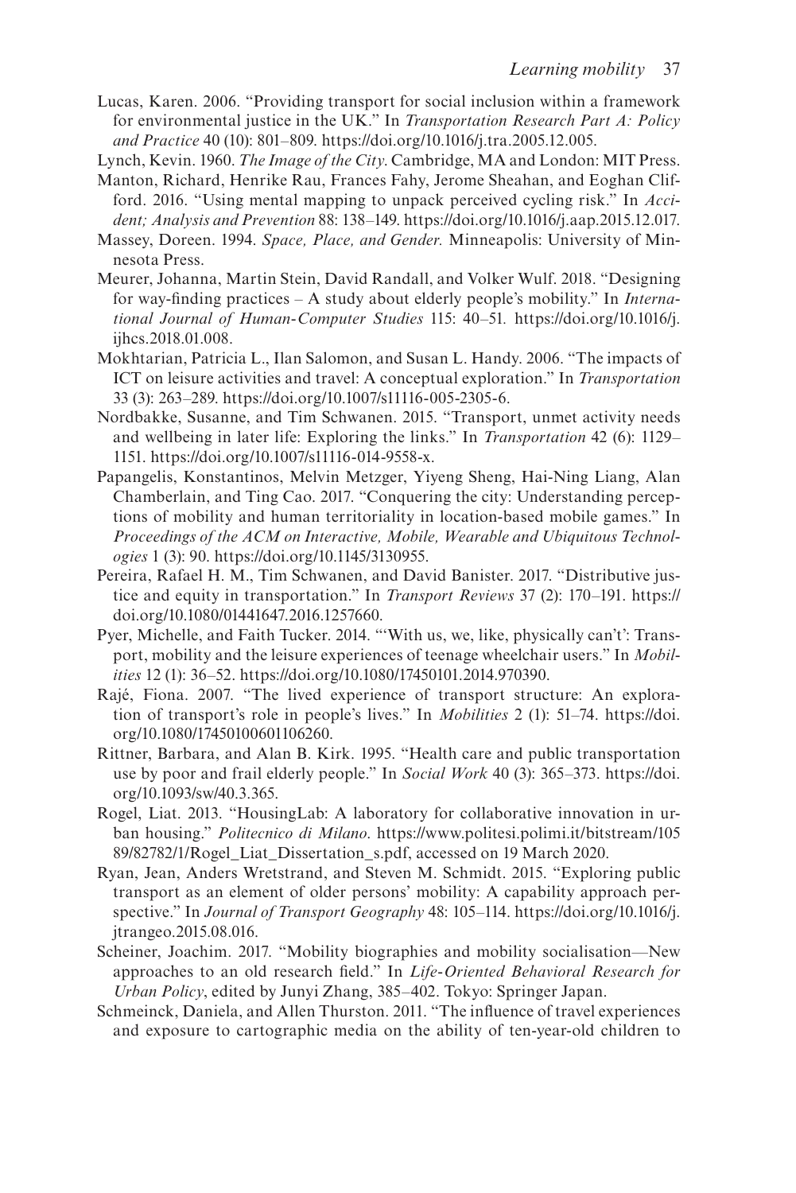Lucas, Karen. 2006. "Providing transport for social inclusion within a framework for environmental justice in the UK." In *Transportation Research Part A: Policy and Practice* 40 (10): 801–809. https://doi.org/10.1016/j.tra.2005.12.005.

Lynch, Kevin. 1960. *The Image of the City*. Cambridge, MA and London: MIT Press.

Manton, Richard, Henrike Rau, Frances Fahy, Jerome Sheahan, and Eoghan Clifford. 2016. "Using mental mapping to unpack perceived cycling risk." In *Accident; Analysis and Prevention* 88: 138–149. https://doi.org/10.1016/j.aap.2015.12.017.

Massey, Doreen. 1994. *Space, Place, and Gender.* Minneapolis: University of Minnesota Press.

Meurer, Johanna, Martin Stein, David Randall, and Volker Wulf. 2018. "Designing for way-finding practices – A study about elderly people's mobility." In *International Journal of Human-Computer Studies* 115: 40–51. https://doi.org/10.1016/j.ijhcs.2018.01.008.

Mokhtarian, Patricia L., Ilan Salomon, and Susan L. Handy. 2006. "The impacts of ICT on leisure activities and travel: A conceptual exploration." In *Transportation* 33 (3): 263–289. https://doi.org/10.1007/s11116-005-2305-6.

Nordbakke, Susanne, and Tim Schwanen. 2015. "Transport, unmet activity needs and wellbeing in later life: Exploring the links." In *Transportation* 42 (6): 1129–1151. https://doi.org/10.1007/s11116-014-9558-x.

Papangelis, Konstantinos, Melvin Metzger, Yiyeng Sheng, Hai-Ning Liang, Alan Chamberlain, and Ting Cao. 2017. "Conquering the city: Understanding perceptions of mobility and human territoriality in location-based mobile games." In *Proceedings of the ACM on Interactive, Mobile, Wearable and Ubiquitous Technologies* 1 (3): 90. https://doi.org/10.1145/3130955.

Pereira, Rafael H. M., Tim Schwanen, and David Banister. 2017. "Distributive justice and equity in transportation." In *Transport Reviews* 37 (2): 170–191. https://doi.org/10.1080/01441647.2016.1257660.

Pyer, Michelle, and Faith Tucker. 2014. "'With us, we, like, physically can't': Transport, mobility and the leisure experiences of teenage wheelchair users." In *Mobilities* 12 (1): 36–52. https://doi.org/10.1080/17450101.2014.970390.

Rajé, Fiona. 2007. "The lived experience of transport structure: An exploration of transport's role in people's lives." In *Mobilities* 2 (1): 51–74. https://doi.org/10.1080/17450100601106260.

Rittner, Barbara, and Alan B. Kirk. 1995. "Health care and public transportation use by poor and frail elderly people." In *Social Work* 40 (3): 365–373. https://doi.org/10.1093/sw/40.3.365.

Rogel, Liat. 2013. "HousingLab: A laboratory for collaborative innovation in urban housing." *Politecnico di Milano*. https://www.politesi.polimi.it/bitstream/10589/82782/1/Rogel_Liat_Dissertation_s.pdf, accessed on 19 March 2020.

Ryan, Jean, Anders Wretstrand, and Steven M. Schmidt. 2015. "Exploring public transport as an element of older persons' mobility: A capability approach perspective." In *Journal of Transport Geography* 48: 105–114. https://doi.org/10.1016/j.jtrangeo.2015.08.016.

Scheiner, Joachim. 2017. "Mobility biographies and mobility socialisation—New approaches to an old research field." In *Life-Oriented Behavioral Research for Urban Policy*, edited by Junyi Zhang, 385–402. Tokyo: Springer Japan.

Schmeinck, Daniela, and Allen Thurston. 2011. "The influence of travel experiences and exposure to cartographic media on the ability of ten-year-old children to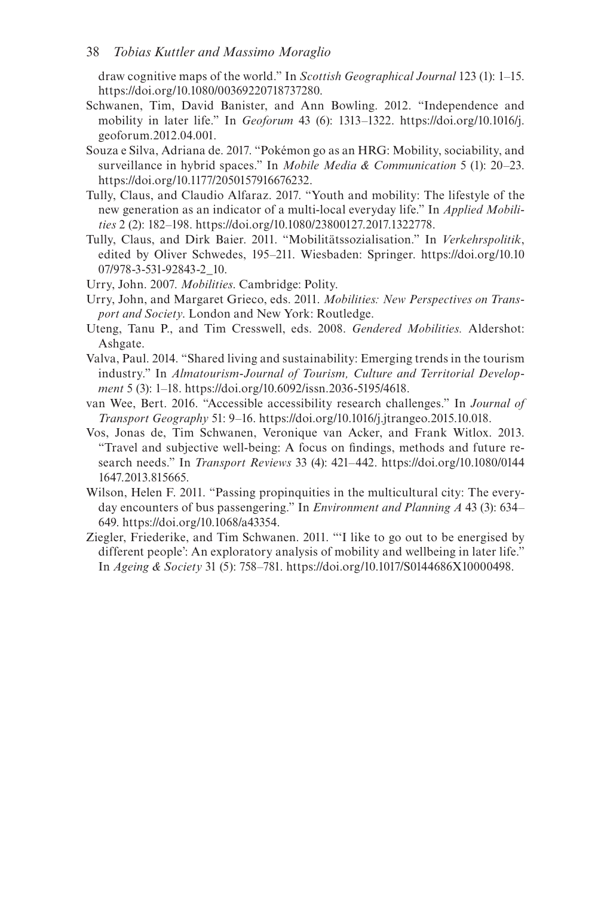draw cognitive maps of the world." In *Scottish Geographical Journal* 123 (1): 1–15. https://doi.org/10.1080/00369220718737280.

Schwanen, Tim, David Banister, and Ann Bowling. 2012. "Independence and mobility in later life." In *Geoforum* 43 (6): 1313–1322. https://doi.org/10.1016/j.geoforum.2012.04.001.

Souza e Silva, Adriana de. 2017. "Pokémon go as an HRG: Mobility, sociability, and surveillance in hybrid spaces." In *Mobile Media & Communication* 5 (1): 20–23. https://doi.org/10.1177/2050157916676232.

Tully, Claus, and Claudio Alfaraz. 2017. "Youth and mobility: The lifestyle of the new generation as an indicator of a multi-local everyday life." In *Applied Mobilities* 2 (2): 182–198. https://doi.org/10.1080/23800127.2017.1322778.

Tully, Claus, and Dirk Baier. 2011. "Mobilitätssozialisation." In *Verkehrspolitik*, edited by Oliver Schwedes, 195–211. Wiesbaden: Springer. https://doi.org/10.1007/978-3-531-92843-2_10.

Urry, John. 2007. *Mobilities*. Cambridge: Polity.

Urry, John, and Margaret Grieco, eds. 2011. *Mobilities: New Perspectives on Transport and Society*. London and New York: Routledge.

Uteng, Tanu P., and Tim Cresswell, eds. 2008. *Gendered Mobilities.* Aldershot: Ashgate.

Valva, Paul. 2014. "Shared living and sustainability: Emerging trends in the tourism industry." In *Almatourism-Journal of Tourism, Culture and Territorial Development* 5 (3): 1–18. https://doi.org/10.6092/issn.2036-5195/4618.

van Wee, Bert. 2016. "Accessible accessibility research challenges." In *Journal of Transport Geography* 51: 9–16. https://doi.org/10.1016/j.jtrangeo.2015.10.018.

Vos, Jonas de, Tim Schwanen, Veronique van Acker, and Frank Witlox. 2013. "Travel and subjective well-being: A focus on findings, methods and future research needs." In *Transport Reviews* 33 (4): 421–442. https://doi.org/10.1080/01441647.2013.815665.

Wilson, Helen F. 2011. "Passing propinquities in the multicultural city: The everyday encounters of bus passengering." In *Environment and Planning A* 43 (3): 634–649. https://doi.org/10.1068/a43354.

Ziegler, Friederike, and Tim Schwanen. 2011. "'I like to go out to be energised by different people': An exploratory analysis of mobility and wellbeing in later life." In *Ageing & Society* 31 (5): 758–781. https://doi.org/10.1017/S0144686X10000498.